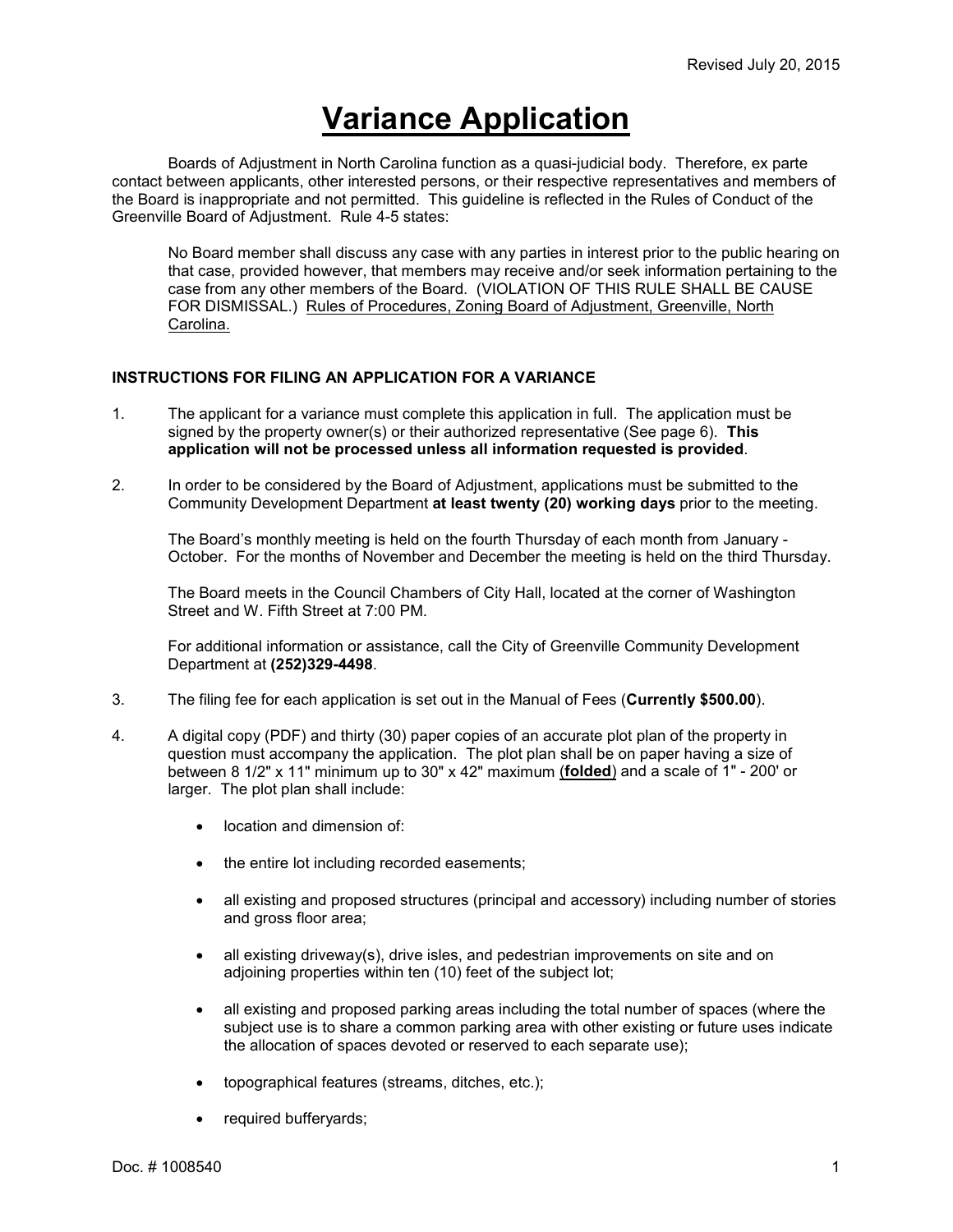Revised July 20, 2015

# Variance Application

Boards of Adjustment in North Carolina function as a quasi-judicial body. Therefore, ex parte contact between applicants, other interested persons, or their respective representatives and members of the Board is inappropriate and not permitted. This guideline is reflected in the Rules of Conduct of the Greenville Board of Adjustment. Rule 4-5 states:

> No Board member shall discuss any case with any parties in interest prior to the public hearing on that case, provided however, that members may receive and/or seek information pertaining to the case from any other members of the Board. (VIOLATION OF THIS RULE SHALL BE CAUSE FOR DISMISSAL.) Rules of Procedures, Zoning Board of Adjustment, Greenville, North Carolina.

**INSTRUCTIONS FOR FILING AN APPLICATION FOR A VARIANCE**

1. The applicant for a variance must complete this application in full. The application must be signed by the property owner(s) or their authorized representative (See page 6). **This application will not be processed unless all information requested is provided**.

2. In order to be considered by the Board of Adjustment, applications must be submitted to the Community Development Department **at least twenty (20) working days** prior to the meeting.

   The Board's monthly meeting is held on the fourth Thursday of each month from January - October. For the months of November and December the meeting is held on the third Thursday.

   The Board meets in the Council Chambers of City Hall, located at the corner of Washington Street and W. Fifth Street at 7:00 PM.

   For additional information or assistance, call the City of Greenville Community Development Department at **(252)329-4498**.

3. The filing fee for each application is set out in the Manual of Fees (**Currently $500.00**).

4. A digital copy (PDF) and thirty (30) paper copies of an accurate plot plan of the property in question must accompany the application. The plot plan shall be on paper having a size of between 8 1/2" x 11" minimum up to 30" x 42" maximum (**folded**) and a scale of 1" - 200' or larger. The plot plan shall include:

   - location and dimension of:
   - the entire lot including recorded easements;
   - all existing and proposed structures (principal and accessory) including number of stories and gross floor area;
   - all existing driveway(s), drive isles, and pedestrian improvements on site and on adjoining properties within ten (10) feet of the subject lot;
   - all existing and proposed parking areas including the total number of spaces (where the subject use is to share a common parking area with other existing or future uses indicate the allocation of spaces devoted or reserved to each separate use);
   - topographical features (streams, ditches, etc.);
   - required bufferyards;

Doc. # 1008540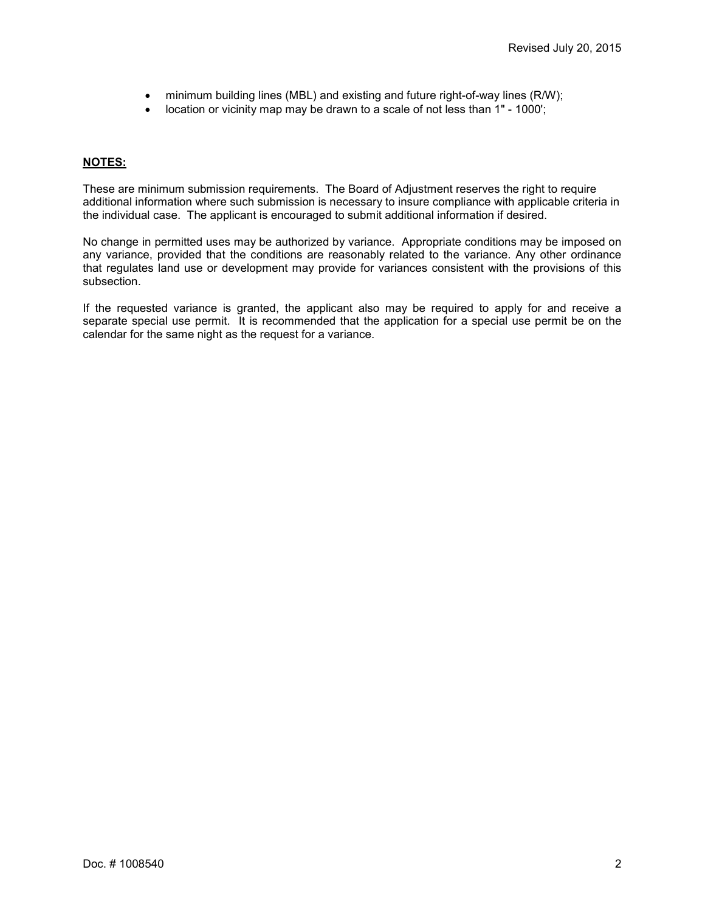- minimum building lines (MBL) and existing and future right-of-way lines (R/W);
- location or vicinity map may be drawn to a scale of not less than 1" - 1000';

**NOTES:**

These are minimum submission requirements. The Board of Adjustment reserves the right to require additional information where such submission is necessary to insure compliance with applicable criteria in the individual case. The applicant is encouraged to submit additional information if desired.

No change in permitted uses may be authorized by variance. Appropriate conditions may be imposed on any variance, provided that the conditions are reasonably related to the variance. Any other ordinance that regulates land use or development may provide for variances consistent with the provisions of this subsection.

If the requested variance is granted, the applicant also may be required to apply for and receive a separate special use permit. It is recommended that the application for a special use permit be on the calendar for the same night as the request for a variance.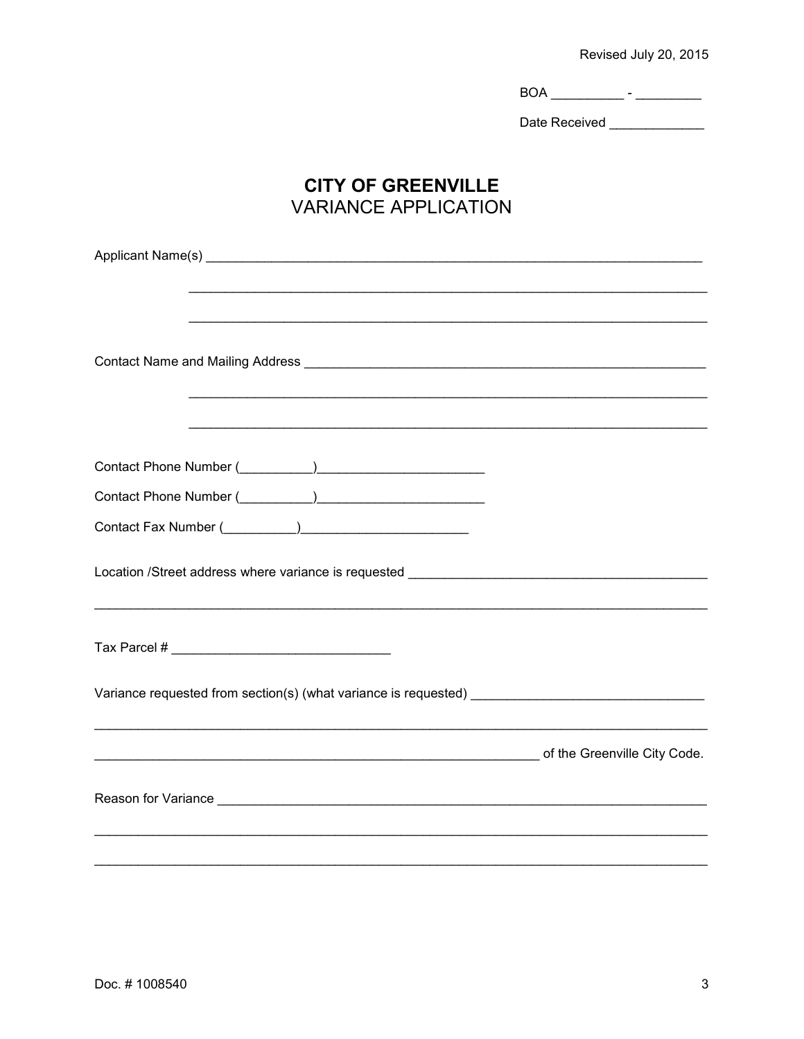Revised July 20, 2015

BOA __________ - _________

Date Received _____________

# CITY OF GREENVILLE
## VARIANCE APPLICATION

Applicant Name(s) ______________________________________________________________________

______________________________________________________________________

______________________________________________________________________

Contact Name and Mailing Address _______________________________________________________

______________________________________________________________________

______________________________________________________________________

Contact Phone Number (__________)_______________________

Contact Phone Number (__________)_______________________

Contact Fax Number (__________)_______________________

Location /Street address where variance is requested _________________________________________

______________________________________________________________________________

Tax Parcel # _____________________________

Variance requested from section(s) (what variance is requested) ________________________________

______________________________________________________________________________

______________________________________________________________ of the Greenville City Code.

Reason for Variance ______________________________________________________________________

______________________________________________________________________________

______________________________________________________________________________

Doc. # 1008540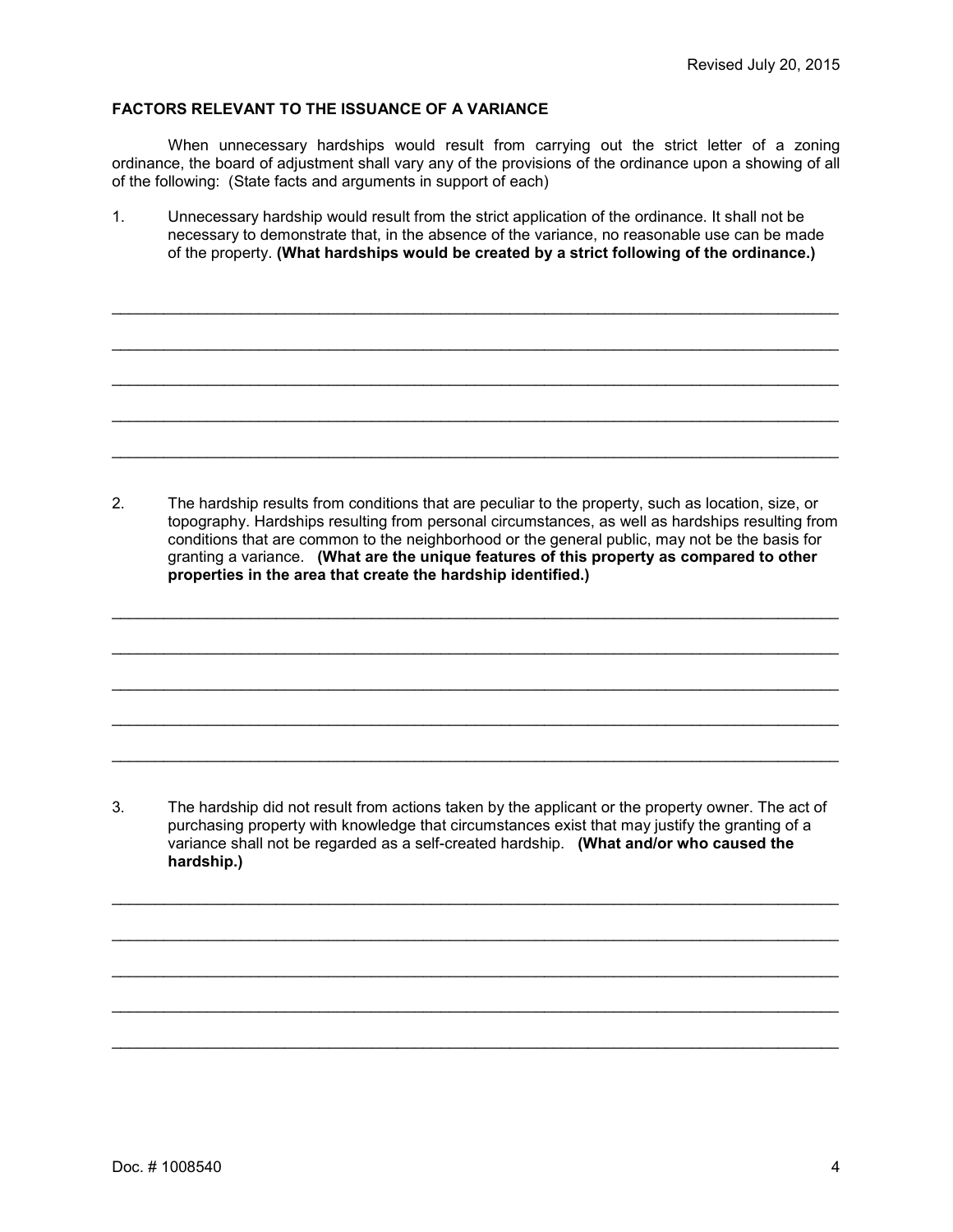## FACTORS RELEVANT TO THE ISSUANCE OF A VARIANCE

When unnecessary hardships would result from carrying out the strict letter of a zoning ordinance, the board of adjustment shall vary any of the provisions of the ordinance upon a showing of all of the following: (State facts and arguments in support of each)

1. Unnecessary hardship would result from the strict application of the ordinance. It shall not be necessary to demonstrate that, in the absence of the variance, no reasonable use can be made of the property. **(What hardships would be created by a strict following of the ordinance.)**

______________________________________________________________________________

______________________________________________________________________________

______________________________________________________________________________

______________________________________________________________________________

______________________________________________________________________________

2. The hardship results from conditions that are peculiar to the property, such as location, size, or topography. Hardships resulting from personal circumstances, as well as hardships resulting from conditions that are common to the neighborhood or the general public, may not be the basis for granting a variance. **(What are the unique features of this property as compared to other properties in the area that create the hardship identified.)**

______________________________________________________________________________

______________________________________________________________________________

______________________________________________________________________________

______________________________________________________________________________

______________________________________________________________________________

3. The hardship did not result from actions taken by the applicant or the property owner. The act of purchasing property with knowledge that circumstances exist that may justify the granting of a variance shall not be regarded as a self-created hardship. **(What and/or who caused the hardship.)**

______________________________________________________________________________

______________________________________________________________________________

______________________________________________________________________________

______________________________________________________________________________

______________________________________________________________________________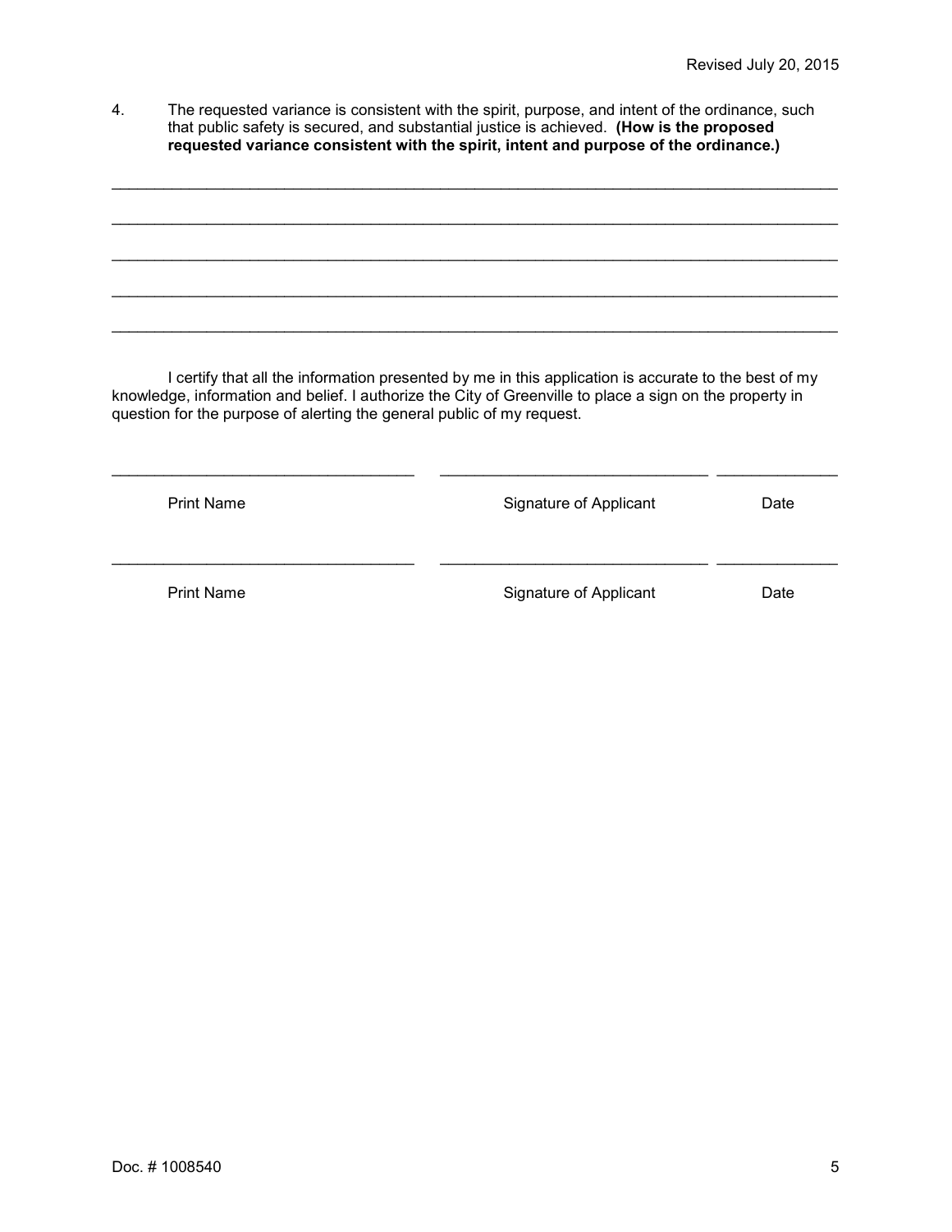4. The requested variance is consistent with the spirit, purpose, and intent of the ordinance, such that public safety is secured, and substantial justice is achieved. **(How is the proposed requested variance consistent with the spirit, intent and purpose of the ordinance.)**

______________________________________________________________________________

______________________________________________________________________________

______________________________________________________________________________

______________________________________________________________________________

______________________________________________________________________________

I certify that all the information presented by me in this application is accurate to the best of my knowledge, information and belief. I authorize the City of Greenville to place a sign on the property in question for the purpose of alerting the general public of my request.

| Print Name | Signature of Applicant | Date |
|---|---|---|
| ______________________ | ______________________ | __________ |
| Print Name | Signature of Applicant | Date |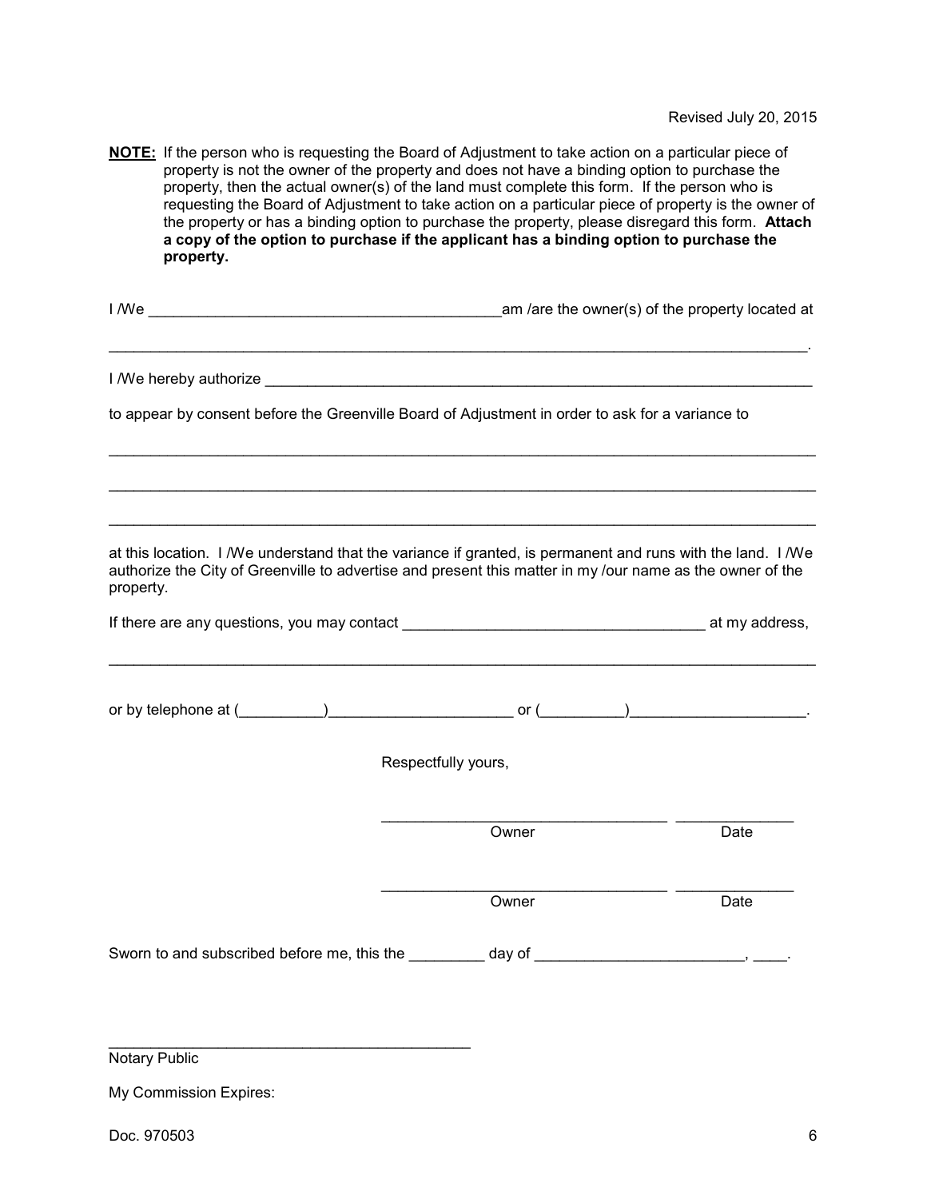Revised July 20, 2015

**NOTE:** If the person who is requesting the Board of Adjustment to take action on a particular piece of property is not the owner of the property and does not have a binding option to purchase the property, then the actual owner(s) of the land must complete this form. If the person who is requesting the Board of Adjustment to take action on a particular piece of property is the owner of the property or has a binding option to purchase the property, please disregard this form. **Attach a copy of the option to purchase if the applicant has a binding option to purchase the property.**

I /We ___________________________________________am /are the owner(s) of the property located at

_________________________________________________________________________________________.

I /We hereby authorize _____________________________________________________________________

to appear by consent before the Greenville Board of Adjustment in order to ask for a variance to

_________________________________________________________________________________________

_________________________________________________________________________________________

_________________________________________________________________________________________

at this location. I /We understand that the variance if granted, is permanent and runs with the land. I /We authorize the City of Greenville to advertise and present this matter in my /our name as the owner of the property.

If there are any questions, you may contact _____________________________________ at my address,

_________________________________________________________________________________________

or by telephone at (__________)______________________ or (__________)_____________________.

Respectfully yours,

_________________________________ _____________
Owner Date

_________________________________ _____________
Owner Date

Sworn to and subscribed before me, this the _________ day of ________________________, ____.

___________________________________________
Notary Public

My Commission Expires:

Doc. 970503